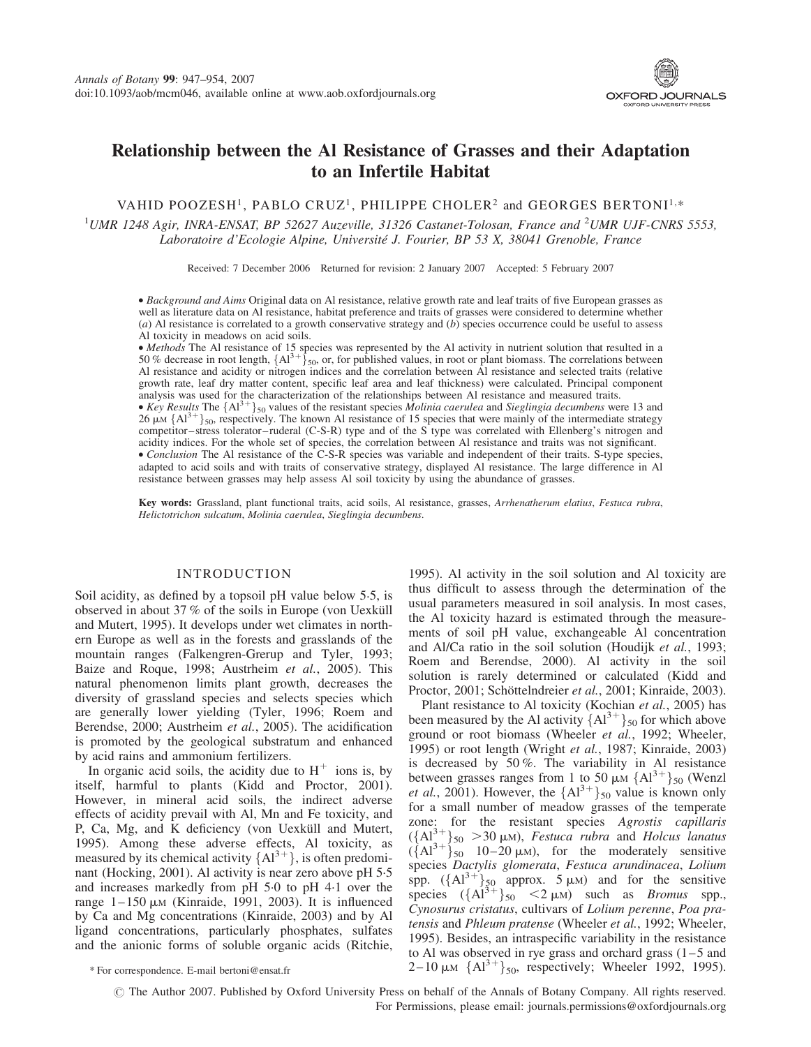# Relationship between the Al Resistance of Grasses and their Adaptation to an Infertile Habitat

VAHID POOZESH[1], PABLO CRUZ[1], PHILIPPE CHOLER[2] and GEORGES BERTONI[1,*]

[1]*UMR 1248 Agir, INRA-ENSAT, BP 52627 Auzeville, 31326 Castanet-Tolosan, France and* [2]*UMR UJF-CNRS 5553, Laboratoire d'Ecologie Alpine, Université J. Fourier, BP 53 X, 38041 Grenoble, France*

Received: 7 December 2006 Returned for revision: 2 January 2007 Accepted: 5 February 2007

- *Background and Aims* Original data on Al resistance, relative growth rate and leaf traits of five European grasses as well as literature data on Al resistance, habitat preference and traits of grasses were considered to determine whether (*a*) Al resistance is correlated to a growth conservative strategy and (*b*) species occurrence could be useful to assess Al toxicity in meadows on acid soils.
- *Methods* The Al resistance of 15 species was represented by the Al activity in nutrient solution that resulted in a 50 % decrease in root length, $\{Al^{3+}\}_{50}$, or, for published values, in root or plant biomass. The correlations between Al resistance and acidity or nitrogen indices and the correlation between Al resistance and selected traits (relative growth rate, leaf dry matter content, specific leaf area and leaf thickness) were calculated. Principal component analysis was used for the characterization of the relationships between Al resistance and measured traits.
- *Key Results* The $\{Al^{3+}\}_{50}$ values of the resistant species *Molinia caerulea* and *Sieglingia decumbens* were 13 and 26 μM $\{Al^{3+}\}_{50}$, respectively. The known Al resistance of 15 species that were mainly of the intermediate strategy competitor–stress tolerator–ruderal (C-S-R) type and of the S type was correlated with Ellenberg's nitrogen and acidity indices. For the whole set of species, the correlation between Al resistance and traits was not significant.
- *Conclusion* The Al resistance of the C-S-R species was variable and independent of their traits. S-type species, adapted to acid soils and with traits of conservative strategy, displayed Al resistance. The large difference in Al resistance between grasses may help assess Al soil toxicity by using the abundance of grasses.

**Key words:** Grassland, plant functional traits, acid soils, Al resistance, grasses, *Arrhenatherum elatius*, *Festuca rubra*, *Helictotrichon sulcatum*, *Molinia caerulea*, *Sieglingia decumbens*.

## INTRODUCTION

Soil acidity, as defined by a topsoil pH value below 5·5, is observed in about 37 % of the soils in Europe (von Uexküll and Mutert, 1995). It develops under wet climates in northern Europe as well as in the forests and grasslands of the mountain ranges (Falkengren-Grerup and Tyler, 1993; Baize and Roque, 1998; Austrheim *et al.*, 2005). This natural phenomenon limits plant growth, decreases the diversity of grassland species and selects species which are generally lower yielding (Tyler, 1996; Roem and Berendse, 2000; Austrheim *et al.*, 2005). The acidification is promoted by the geological substratum and enhanced by acid rains and ammonium fertilizers.

In organic acid soils, the acidity due to $H^+$ ions is, by itself, harmful to plants (Kidd and Proctor, 2001). However, in mineral acid soils, the indirect adverse effects of acidity prevail with Al, Mn and Fe toxicity, and P, Ca, Mg, and K deficiency (von Uexküll and Mutert, 1995). Among these adverse effects, Al toxicity, as measured by its chemical activity $\{Al^{3+}\}$, is often predominant (Hocking, 2001). Al activity is near zero above pH 5·5 and increases markedly from pH 5·0 to pH 4·1 over the range 1–150 μM (Kinraide, 1991, 2003). It is influenced by Ca and Mg concentrations (Kinraide, 2003) and by Al ligand concentrations, particularly phosphates, sulfates and the anionic forms of soluble organic acids (Ritchie, 1995). Al activity in the soil solution and Al toxicity are thus difficult to assess through the determination of the usual parameters measured in soil analysis. In most cases, the Al toxicity hazard is estimated through the measurements of soil pH value, exchangeable Al concentration and Al/Ca ratio in the soil solution (Houdijk *et al.*, 1993; Roem and Berendse, 2000). Al activity in the soil solution is rarely determined or calculated (Kidd and Proctor, 2001; Schöttelndreier *et al.*, 2001; Kinraide, 2003).

Plant resistance to Al toxicity (Kochian *et al.*, 2005) has been measured by the Al activity $\{Al^{3+}\}_{50}$ for which above ground or root biomass (Wheeler *et al.*, 1992; Wheeler, 1995) or root length (Wright *et al.*, 1987; Kinraide, 2003) is decreased by 50 %. The variability in Al resistance between grasses ranges from 1 to 50 μM $\{Al^{3+}\}_{50}$ (Wenzl *et al.*, 2001). However, the $\{Al^{3+}\}_{50}$ value is known only for a small number of meadow grasses of the temperate zone: for the resistant species *Agrostis capillaris* ($\{Al^{3+}\}_{50}$ >30 μM), *Festuca rubra* and *Holcus lanatus* ($\{Al^{3+}\}_{50}$ 10–20 μM), for the moderately sensitive species *Dactylis glomerata*, *Festuca arundinacea*, *Lolium* spp. ($\{Al^{3+}\}_{50}$ approx. 5 μM) and for the sensitive species ($\{Al^{3+}\}_{50}$ <2 μM) such as *Bromus* spp., *Cynosurus cristatus*, cultivars of *Lolium perenne*, *Poa pratensis* and *Phleum pratense* (Wheeler *et al.*, 1992; Wheeler, 1995). Besides, an intraspecific variability in the resistance to Al was observed in rye grass and orchard grass (1–5 and 2–10 μM $\{Al^{3+}\}_{50}$, respectively; Wheeler 1992, 1995).

* For correspondence. E-mail bertoni@ensat.fr

© The Author 2007. Published by Oxford University Press on behalf of the Annals of Botany Company. All rights reserved. For Permissions, please email: journals.permissions@oxfordjournals.org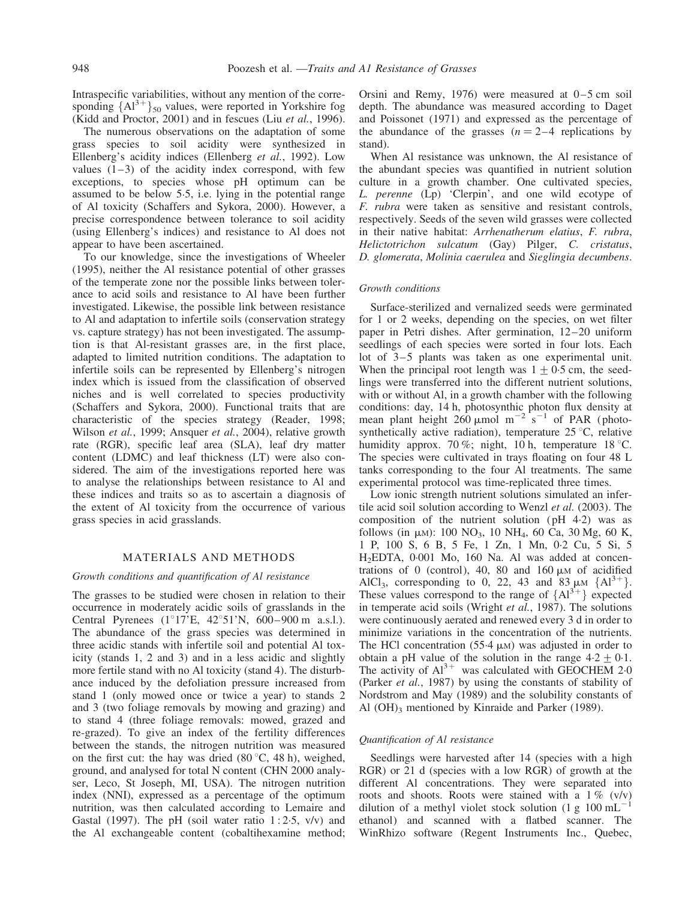Intraspecific variabilities, without any mention of the corresponding $\{Al^{3+}\}_{50}$ values, were reported in Yorkshire fog (Kidd and Proctor, 2001) and in fescues (Liu *et al.*, 1996).

The numerous observations on the adaptation of some grass species to soil acidity were synthesized in Ellenberg's acidity indices (Ellenberg *et al.*, 1992). Low values (1–3) of the acidity index correspond, with few exceptions, to species whose pH optimum can be assumed to be below 5·5, i.e. lying in the potential range of Al toxicity (Schaffers and Sykora, 2000). However, a precise correspondence between tolerance to soil acidity (using Ellenberg's indices) and resistance to Al does not appear to have been ascertained.

To our knowledge, since the investigations of Wheeler (1995), neither the Al resistance potential of other grasses of the temperate zone nor the possible links between tolerance to acid soils and resistance to Al have been further investigated. Likewise, the possible link between resistance to Al and adaptation to infertile soils (conservation strategy vs. capture strategy) has not been investigated. The assumption is that Al-resistant grasses are, in the first place, adapted to limited nutrition conditions. The adaptation to infertile soils can be represented by Ellenberg's nitrogen index which is issued from the classification of observed niches and is well correlated to species productivity (Schaffers and Sykora, 2000). Functional traits that are characteristic of the species strategy (Reader, 1998; Wilson *et al.*, 1999; Ansquer *et al.*, 2004), relative growth rate (RGR), specific leaf area (SLA), leaf dry matter content (LDMC) and leaf thickness (LT) were also considered. The aim of the investigations reported here was to analyse the relationships between resistance to Al and these indices and traits so as to ascertain a diagnosis of the extent of Al toxicity from the occurrence of various grass species in acid grasslands.

## MATERIALS AND METHODS

### Growth conditions and quantification of Al resistance

The grasses to be studied were chosen in relation to their occurrence in moderately acidic soils of grasslands in the Central Pyrenees (1°17'E, 42°51'N, 600–900 m a.s.l.). The abundance of the grass species was determined in three acidic stands with infertile soil and potential Al toxicity (stands 1, 2 and 3) and in a less acidic and slightly more fertile stand with no Al toxicity (stand 4). The disturbance induced by the defoliation pressure increased from stand 1 (only mowed once or twice a year) to stands 2 and 3 (two foliage removals by mowing and grazing) and to stand 4 (three foliage removals: mowed, grazed and re-grazed). To give an index of the fertility differences between the stands, the nitrogen nutrition was measured on the first cut: the hay was dried (80 °C, 48 h), weighed, ground, and analysed for total N content (CHN 2000 analyser, Leco, St Joseph, MI, USA). The nitrogen nutrition index (NNI), expressed as a percentage of the optimum nutrition, was then calculated according to Lemaire and Gastal (1997). The pH (soil water ratio 1 : 2·5, v/v) and the Al exchangeable content (cobaltihexamine method; Orsini and Remy, 1976) were measured at 0–5 cm soil depth. The abundance was measured according to Daget and Poissonet (1971) and expressed as the percentage of the abundance of the grasses ($n = 2$–$4$ replications by stand).

When Al resistance was unknown, the Al resistance of the abundant species was quantified in nutrient solution culture in a growth chamber. One cultivated species, *L. perenne* (Lp) 'Clerpin', and one wild ecotype of *F. rubra* were taken as sensitive and resistant controls, respectively. Seeds of the seven wild grasses were collected in their native habitat: *Arrhenatherum elatius*, *F. rubra*, *Helictotrichon sulcatum* (Gay) Pilger, *C. cristatus*, *D. glomerata*, *Molinia caerulea* and *Sieglingia decumbens*.

### Growth conditions

Surface-sterilized and vernalized seeds were germinated for 1 or 2 weeks, depending on the species, on wet filter paper in Petri dishes. After germination, 12–20 uniform seedlings of each species were sorted in four lots. Each lot of 3–5 plants was taken as one experimental unit. When the principal root length was $1 \pm 0{\cdot}5$ cm, the seedlings were transferred into the different nutrient solutions, with or without Al, in a growth chamber with the following conditions: day, 14 h, photosynthetic photon flux density at mean plant height 260 μmol $m^{-2}$ $s^{-1}$ of PAR (photosynthetically active radiation), temperature 25 °C, relative humidity approx. 70 %; night, 10 h, temperature 18 °C. The species were cultivated in trays floating on four 48 L tanks corresponding to the four Al treatments. The same experimental protocol was time-replicated three times.

Low ionic strength nutrient solutions simulated an infertile acid soil solution according to Wenzl *et al.* (2003). The composition of the nutrient solution (pH 4·2) was as follows (in μM): 100 $NO_3$, 10 $NH_4$, 60 Ca, 30 Mg, 60 K, 1 P, 100 S, 6 B, 5 Fe, 1 Zn, 1 Mn, 0·2 Cu, 5 Si, 5 $H_2EDTA$, 0·001 Mo, 160 Na. Al was added at concentrations of 0 (control), 40, 80 and 160 μM of acidified $AlCl_3$, corresponding to 0, 22, 43 and 83 μM $\{Al^{3+}\}$. These values correspond to the range of $\{Al^{3+}\}$ expected in temperate acid soils (Wright *et al.*, 1987). The solutions were continuously aerated and renewed every 3 d in order to minimize variations in the concentration of the nutrients. The HCl concentration (55·4 μM) was adjusted in order to obtain a pH value of the solution in the range $4{\cdot}2 \pm 0{\cdot}1$. The activity of $Al^{3+}$ was calculated with GEOCHEM 2·0 (Parker *et al.*, 1987) by using the constants of stability of Nordstrom and May (1989) and the solubility constants of Al $(OH)_3$ mentioned by Kinraide and Parker (1989).

### Quantification of Al resistance

Seedlings were harvested after 14 (species with a high RGR) or 21 d (species with a low RGR) of growth at the different Al concentrations. They were separated into roots and shoots. Roots were stained with a 1 % (v/v) dilution of a methyl violet stock solution (1 g 100 $mL^{-1}$ ethanol) and scanned with a flatbed scanner. The WinRhizo software (Regent Instruments Inc., Quebec,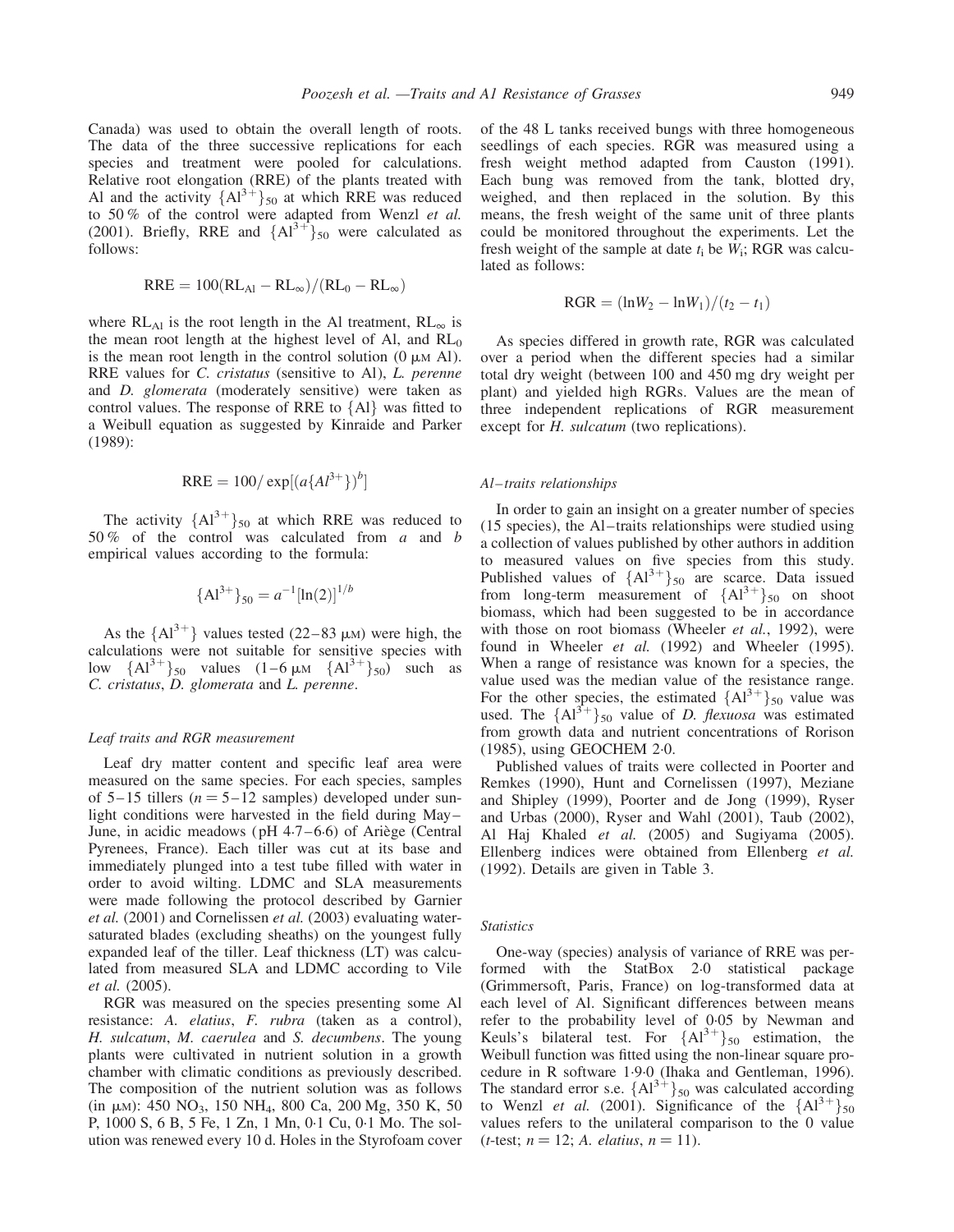Canada) was used to obtain the overall length of roots. The data of the three successive replications for each species and treatment were pooled for calculations. Relative root elongation (RRE) of the plants treated with Al and the activity $\{Al^{3+}\}_{50}$ at which RRE was reduced to 50 % of the control were adapted from Wenzl *et al.* (2001). Briefly, RRE and $\{Al^{3+}\}_{50}$ were calculated as follows:

$$RRE = 100(RL_{Al} - RL_{\infty})/(RL_0 - RL_{\infty})$$

where $RL_{Al}$ is the root length in the Al treatment, $RL_{\infty}$ is the mean root length at the highest level of Al, and $RL_0$ is the mean root length in the control solution (0 μM Al). RRE values for *C. cristatus* (sensitive to Al), *L. perenne* and *D. glomerata* (moderately sensitive) were taken as control values. The response of RRE to {Al} was fitted to a Weibull equation as suggested by Kinraide and Parker (1989):

$$RRE = 100/\exp[(a\{Al^{3+}\})^b]$$

The activity $\{Al^{3+}\}_{50}$ at which RRE was reduced to 50 % of the control was calculated from *a* and *b* empirical values according to the formula:

$$\{Al^{3+}\}_{50} = a^{-1}[\ln(2)]^{1/b}$$

As the $\{Al^{3+}\}$ values tested (22–83 μM) were high, the calculations were not suitable for sensitive species with low $\{Al^{3+}\}_{50}$ values (1–6 μM $\{Al^{3+}\}_{50}$) such as *C. cristatus*, *D. glomerata* and *L. perenne*.

### Leaf traits and RGR measurement

Leaf dry matter content and specific leaf area were measured on the same species. For each species, samples of 5–15 tillers ($n = 5$–$12$ samples) developed under sunlight conditions were harvested in the field during May–June, in acidic meadows (pH 4·7–6·6) of Ariège (Central Pyrenees, France). Each tiller was cut at its base and immediately plunged into a test tube filled with water in order to avoid wilting. LDMC and SLA measurements were made following the protocol described by Garnier *et al.* (2001) and Cornelissen *et al.* (2003) evaluating water-saturated blades (excluding sheaths) on the youngest fully expanded leaf of the tiller. Leaf thickness (LT) was calculated from measured SLA and LDMC according to Vile *et al.* (2005).

RGR was measured on the species presenting some Al resistance: *A. elatius*, *F. rubra* (taken as a control), *H. sulcatum*, *M. caerulea* and *S. decumbens*. The young plants were cultivated in nutrient solution in a growth chamber with climatic conditions as previously described. The composition of the nutrient solution was as follows (in μM): 450 $NO_3$, 150 $NH_4$, 800 Ca, 200 Mg, 350 K, 50 P, 1000 S, 6 B, 5 Fe, 1 Zn, 1 Mn, 0·1 Cu, 0·1 Mo. The solution was renewed every 10 d. Holes in the Styrofoam cover of the 48 L tanks received bungs with three homogeneous seedlings of each species. RGR was measured using a fresh weight method adapted from Causton (1991). Each bung was removed from the tank, blotted dry, weighed, and then replaced in the solution. By this means, the fresh weight of the same unit of three plants could be monitored throughout the experiments. Let the fresh weight of the sample at date $t_i$ be $W_i$; RGR was calculated as follows:

$$RGR = (\ln W_2 - \ln W_1)/(t_2 - t_1)$$

As species differed in growth rate, RGR was calculated over a period when the different species had a similar total dry weight (between 100 and 450 mg dry weight per plant) and yielded high RGRs. Values are the mean of three independent replications of RGR measurement except for *H. sulcatum* (two replications).

### Al–traits relationships

In order to gain an insight on a greater number of species (15 species), the Al–traits relationships were studied using a collection of values published by other authors in addition to measured values on five species from this study. Published values of $\{Al^{3+}\}_{50}$ are scarce. Data issued from long-term measurement of $\{Al^{3+}\}_{50}$ on shoot biomass, which had been suggested to be in accordance with those on root biomass (Wheeler *et al.*, 1992), were found in Wheeler *et al.* (1992) and Wheeler (1995). When a range of resistance was known for a species, the value used was the median value of the resistance range. For the other species, the estimated $\{Al^{3+}\}_{50}$ value was used. The $\{Al^{3+}\}_{50}$ value of *D. flexuosa* was estimated from growth data and nutrient concentrations of Rorison (1985), using GEOCHEM 2·0.

Published values of traits were collected in Poorter and Remkes (1990), Hunt and Cornelissen (1997), Meziane and Shipley (1999), Poorter and de Jong (1999), Ryser and Urbas (2000), Ryser and Wahl (2001), Taub (2002), Al Haj Khaled *et al.* (2005) and Sugiyama (2005). Ellenberg indices were obtained from Ellenberg *et al.* (1992). Details are given in Table 3.

### Statistics

One-way (species) analysis of variance of RRE was performed with the StatBox 2·0 statistical package (Grimmersoft, Paris, France) on log-transformed data at each level of Al. Significant differences between means refer to the probability level of 0·05 by Newman and Keuls's bilateral test. For $\{Al^{3+}\}_{50}$ estimation, the Weibull function was fitted using the non-linear square procedure in R software 1·9·0 (Ihaka and Gentleman, 1996). The standard error s.e. $\{Al^{3+}\}_{50}$ was calculated according to Wenzl *et al.* (2001). Significance of the $\{Al^{3+}\}_{50}$ values refers to the unilateral comparison to the 0 value (*t*-test; $n = 12$; *A. elatius*, $n = 11$).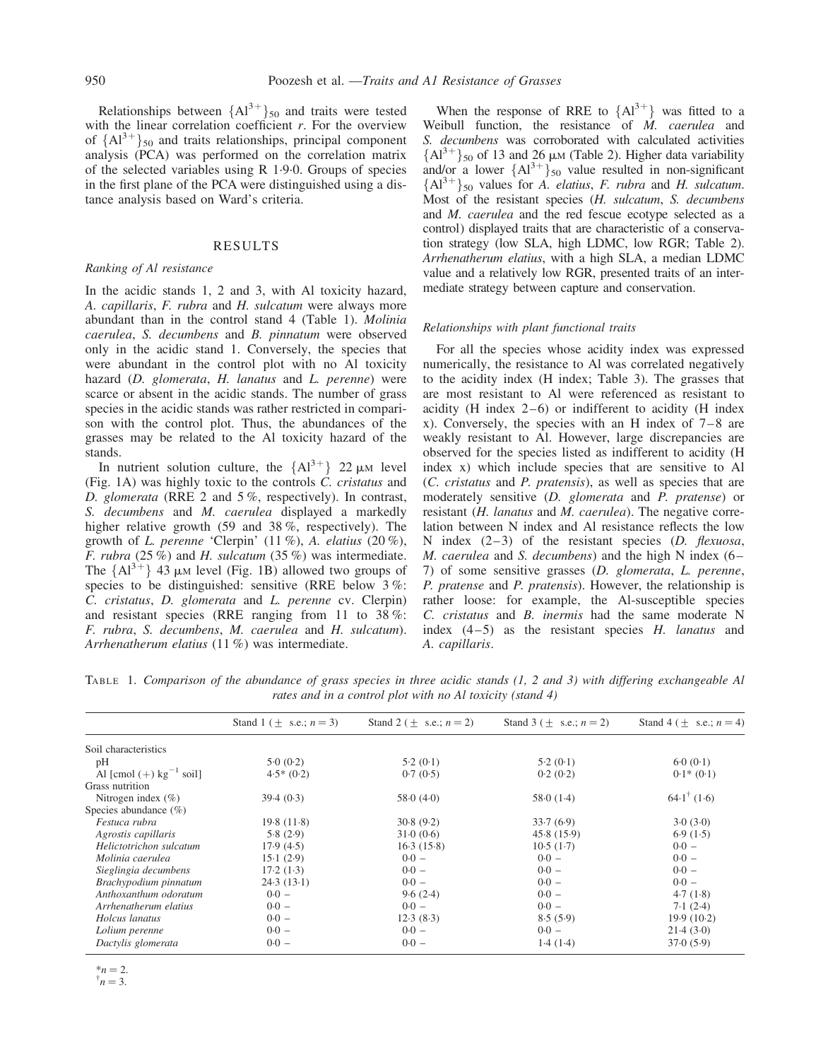Relationships between $\{Al^{3+}\}_{50}$ and traits were tested with the linear correlation coefficient $r$. For the overview of $\{Al^{3+}\}_{50}$ and traits relationships, principal component analysis (PCA) was performed on the correlation matrix of the selected variables using R 1·9·0. Groups of species in the first plane of the PCA were distinguished using a distance analysis based on Ward's criteria.

## RESULTS

### Ranking of Al resistance

In the acidic stands 1, 2 and 3, with Al toxicity hazard, *A. capillaris*, *F. rubra* and *H. sulcatum* were always more abundant than in the control stand 4 (Table 1). *Molinia caerulea*, *S. decumbens* and *B. pinnatum* were observed only in the acidic stand 1. Conversely, the species that were abundant in the control plot with no Al toxicity hazard (*D. glomerata*, *H. lanatus* and *L. perenne*) were scarce or absent in the acidic stands. The number of grass species in the acidic stands was rather restricted in comparison with the control plot. Thus, the abundances of the grasses may be related to the Al toxicity hazard of the stands.

In nutrient solution culture, the $\{Al^{3+}\}$ 22 μM level (Fig. 1A) was highly toxic to the controls *C. cristatus* and *D. glomerata* (RRE 2 and 5 %, respectively). In contrast, *S. decumbens* and *M. caerulea* displayed a markedly higher relative growth (59 and 38 %, respectively). The growth of *L. perenne* 'Clerpin' (11 %), *A. elatius* (20 %), *F. rubra* (25 %) and *H. sulcatum* (35 %) was intermediate. The $\{Al^{3+}\}$ 43 μM level (Fig. 1B) allowed two groups of species to be distinguished: sensitive (RRE below 3 %: *C. cristatus*, *D. glomerata* and *L. perenne* cv. Clerpin) and resistant species (RRE ranging from 11 to 38 %: *F. rubra*, *S. decumbens*, *M. caerulea* and *H. sulcatum*). *Arrhenatherum elatius* (11 %) was intermediate.

When the response of RRE to $\{Al^{3+}\}$ was fitted to a Weibull function, the resistance of *M. caerulea* and *S. decumbens* was corroborated with calculated activities $\{Al^{3+}\}_{50}$ of 13 and 26 μM (Table 2). Higher data variability and/or a lower $\{Al^{3+}\}_{50}$ value resulted in non-significant $\{Al^{3+}\}_{50}$ values for *A. elatius*, *F. rubra* and *H. sulcatum*. Most of the resistant species (*H. sulcatum*, *S. decumbens* and *M. caerulea* and the red fescue ecotype selected as a control) displayed traits that are characteristic of a conservation strategy (low SLA, high LDMC, low RGR; Table 2). *Arrhenatherum elatius*, with a high SLA, a median LDMC value and a relatively low RGR, presented traits of an intermediate strategy between capture and conservation.

### Relationships with plant functional traits

For all the species whose acidity index was expressed numerically, the resistance to Al was correlated negatively to the acidity index (H index; Table 3). The grasses that are most resistant to Al were referenced as resistant to acidity (H index 2–6) or indifferent to acidity (H index x). Conversely, the species with an H index of 7–8 are weakly resistant to Al. However, large discrepancies are observed for the species listed as indifferent to acidity (H index x) which include species that are sensitive to Al (*C. cristatus* and *P. pratensis*), as well as species that are moderately sensitive (*D. glomerata* and *P. pratense*) or resistant (*H. lanatus* and *M. caerulea*). The negative correlation between N index and Al resistance reflects the low N index (2–3) of the resistant species (*D. flexuosa*, *M. caerulea* and *S. decumbens*) and the high N index (6–7) of some sensitive grasses (*D. glomerata*, *L. perenne*, *P. pratense* and *P. pratensis*). However, the relationship is rather loose: for example, the Al-susceptible species *C. cristatus* and *B. inermis* had the same moderate N index (4–5) as the resistant species *H. lanatus* and *A. capillaris*.

TABLE 1. *Comparison of the abundance of grass species in three acidic stands (1, 2 and 3) with differing exchangeable Al rates and in a control plot with no Al toxicity (stand 4)*

| | Stand 1 (± s.e.; $n = 3$) | Stand 2 (± s.e.; $n = 2$) | Stand 3 (± s.e.; $n = 2$) | Stand 4 (± s.e.; $n = 4$) |
|---|---|---|---|---|
| Soil characteristics | | | | |
| pH | 5·0 (0·2) | 5·2 (0·1) | 5·2 (0·1) | 6·0 (0·1) |
| Al [cmol (+) kg$^{-1}$ soil] | 4·5* (0·2) | 0·7 (0·5) | 0·2 (0·2) | 0·1* (0·1) |
| Grass nutrition | | | | |
| Nitrogen index (%) | 39·4 (0·3) | 58·0 (4·0) | 58·0 (1·4) | 64·1† (1·6) |
| Species abundance (%) | | | | |
| *Festuca rubra* | 19·8 (11·8) | 30·8 (9·2) | 33·7 (6·9) | 3·0 (3·0) |
| *Agrostis capillaris* | 5·8 (2·9) | 31·0 (0·6) | 45·8 (15·9) | 6·9 (1·5) |
| *Helictotrichon sulcatum* | 17·9 (4·5) | 16·3 (15·8) | 10·5 (1·7) | 0·0 – |
| *Molinia caerulea* | 15·1 (2·9) | 0·0 – | 0·0 – | 0·0 – |
| *Sieglingia decumbens* | 17·2 (1·3) | 0·0 – | 0·0 – | 0·0 – |
| *Brachypodium pinnatum* | 24·3 (13·1) | 0·0 – | 0·0 – | 0·0 – |
| *Anthoxanthum odoratum* | 0·0 – | 9·6 (2·4) | 0·0 – | 4·7 (1·8) |
| *Arrhenatherum elatius* | 0·0 – | 0·0 – | 0·0 – | 7·1 (2·4) |
| *Holcus lanatus* | 0·0 – | 12·3 (8·3) | 8·5 (5·9) | 19·9 (10·2) |
| *Lolium perenne* | 0·0 – | 0·0 – | 0·0 – | 21·4 (3·0) |
| *Dactylis glomerata* | 0·0 – | 0·0 – | 1·4 (1·4) | 37·0 (5·9) |

*$n = 2$.
†$n = 3$.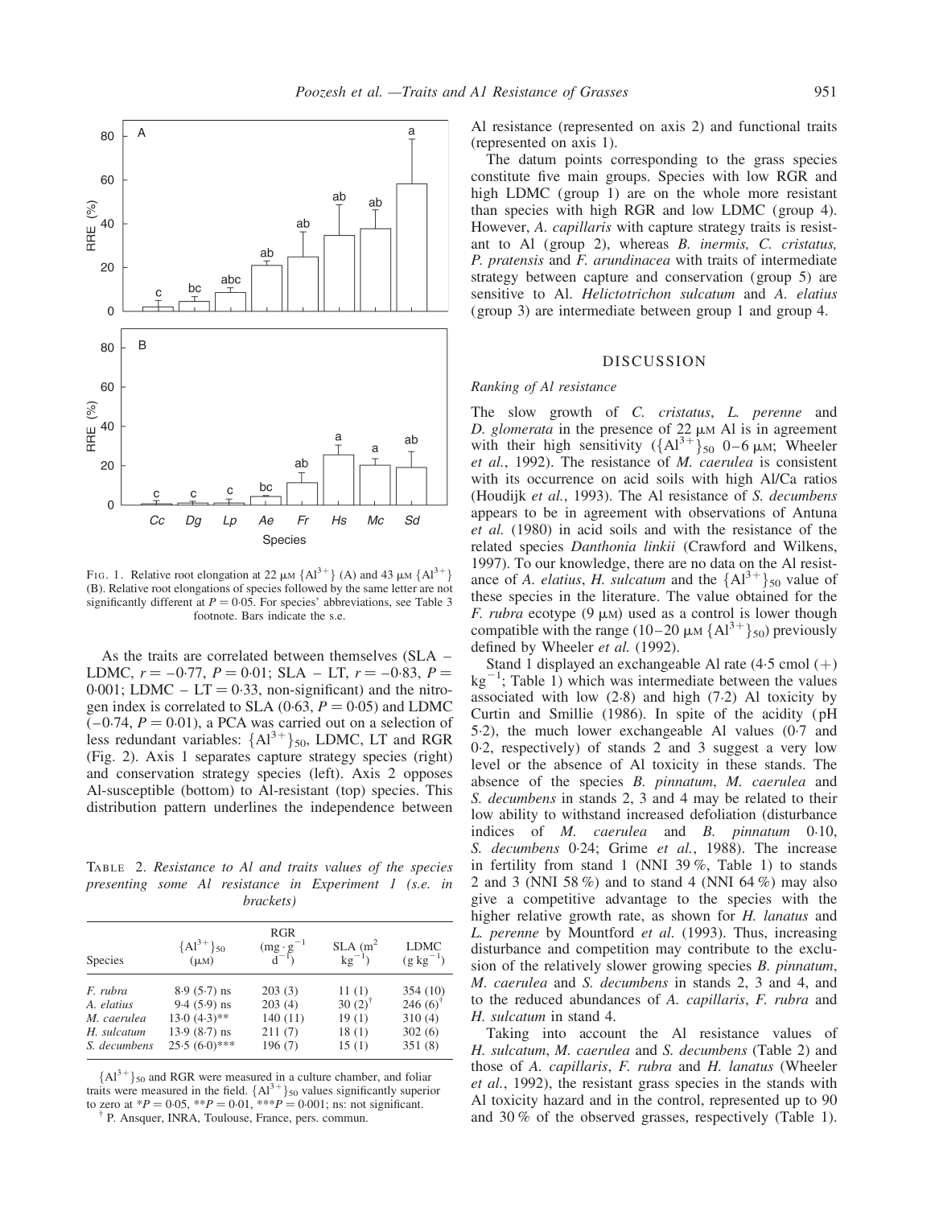FIG. 1. Relative root elongation at 22 μM $\{Al^{3+}\}$ (A) and 43 μM $\{Al^{3+}\}$ (B). Relative root elongations of species followed by the same letter are not significantly different at $P = 0{\cdot}05$. For species' abbreviations, see Table 3 footnote. Bars indicate the s.e.

As the traits are correlated between themselves (SLA – LDMC, $r = -0{\cdot}77$, $P = 0{\cdot}01$; SLA – LT, $r = -0{\cdot}83$, $P = 0{\cdot}001$; LDMC – LT = 0·33, non-significant) and the nitrogen index is correlated to SLA (0·63, $P = 0{\cdot}05$) and LDMC (–0·74, $P = 0{\cdot}01$), a PCA was carried out on a selection of less redundant variables: $\{Al^{3+}\}_{50}$, LDMC, LT and RGR (Fig. 2). Axis 1 separates capture strategy species (right) and conservation strategy species (left). Axis 2 opposes Al-susceptible (bottom) to Al-resistant (top) species. This distribution pattern underlines the independence between Al resistance (represented on axis 2) and functional traits (represented on axis 1).

The datum points corresponding to the grass species constitute five main groups. Species with low RGR and high LDMC (group 1) are on the whole more resistant than species with high RGR and low LDMC (group 4). However, *A. capillaris* with capture strategy traits is resistant to Al (group 2), whereas *B. inermis, C. cristatus, P. pratensis* and *F. arundinacea* with traits of intermediate strategy between capture and conservation (group 5) are sensitive to Al. *Helictotrichon sulcatum* and *A. elatius* (group 3) are intermediate between group 1 and group 4.

TABLE 2. *Resistance to Al and traits values of the species presenting some Al resistance in Experiment 1 (s.e. in brackets)*

| Species | $\{Al^{3+}\}_{50}$ (μM) | RGR ($mg \cdot g^{-1}$ $d^{-1}$) | SLA ($m^2$ $kg^{-1}$) | LDMC ($g\ kg^{-1}$) |
|---|---|---|---|---|
| *F. rubra* | 8·9 (5·7) ns | 203 (3) | 11 (1) | 354 (10) |
| *A. elatius* | 9·4 (5·9) ns | 203 (4) | 30 (2)[†] | 246 (6)[†] |
| *M. caerulea* | 13·0 (4·3)** | 140 (11) | 19 (1) | 310 (4) |
| *H. sulcatum* | 13·9 (8·7) ns | 211 (7) | 18 (1) | 302 (6) |
| *S. decumbens* | 25·5 (6·0)*** | 196 (7) | 15 (1) | 351 (8) |

$\{Al^{3+}\}_{50}$ and RGR were measured in a culture chamber, and foliar traits were measured in the field. $\{Al^{3+}\}_{50}$ values significantly superior to zero at $*P = 0{\cdot}05$, $**P = 0{\cdot}01$, $***P = 0{\cdot}001$; ns: not significant.

[†] P. Ansquer, INRA, Toulouse, France, pers. commun.

## DISCUSSION

### Ranking of Al resistance

The slow growth of *C. cristatus*, *L. perenne* and *D. glomerata* in the presence of 22 μM Al is in agreement with their high sensitivity ($\{Al^{3+}\}_{50}$ 0–6 μM; Wheeler *et al.*, 1992). The resistance of *M. caerulea* is consistent with its occurrence on acid soils with high Al/Ca ratios (Houdijk *et al.*, 1993). The Al resistance of *S. decumbens* appears to be in agreement with observations of Antuna *et al.* (1980) in acid soils and with the resistance of the related species *Danthonia linkii* (Crawford and Wilkens, 1997). To our knowledge, there are no data on the Al resistance of *A. elatius*, *H. sulcatum* and the $\{Al^{3+}\}_{50}$ value of these species in the literature. The value obtained for the *F. rubra* ecotype (9 μM) used as a control is lower though compatible with the range (10–20 μM $\{Al^{3+}\}_{50}$) previously defined by Wheeler *et al.* (1992).

Stand 1 displayed an exchangeable Al rate (4·5 cmol (+) $kg^{-1}$; Table 1) which was intermediate between the values associated with low (2·8) and high (7·2) Al toxicity by Curtin and Smillie (1986). In spite of the acidity (pH 5·2), the much lower exchangeable Al values (0·7 and 0·2, respectively) of stands 2 and 3 suggest a very low level or the absence of Al toxicity in these stands. The absence of the species *B. pinnatum*, *M. caerulea* and *S. decumbens* in stands 2, 3 and 4 may be related to their low ability to withstand increased defoliation (disturbance indices of *M. caerulea* and *B. pinnatum* 0·10, *S. decumbens* 0·24; Grime *et al.*, 1988). The increase in fertility from stand 1 (NNI 39 %, Table 1) to stands 2 and 3 (NNI 58 %) and to stand 4 (NNI 64 %) may also give a competitive advantage to the species with the higher relative growth rate, as shown for *H. lanatus* and *L. perenne* by Mountford *et al.* (1993). Thus, increasing disturbance and competition may contribute to the exclusion of the relatively slower growing species *B. pinnatum*, *M. caerulea* and *S. decumbens* in stands 2, 3 and 4, and to the reduced abundances of *A. capillaris*, *F. rubra* and *H. sulcatum* in stand 4.

Taking into account the Al resistance values of *H. sulcatum*, *M. caerulea* and *S. decumbens* (Table 2) and those of *A. capillaris*, *F. rubra* and *H. lanatus* (Wheeler *et al.*, 1992), the resistant grass species in the stands with Al toxicity hazard and in the control, represented up to 90 and 30 % of the observed grasses, respectively (Table 1).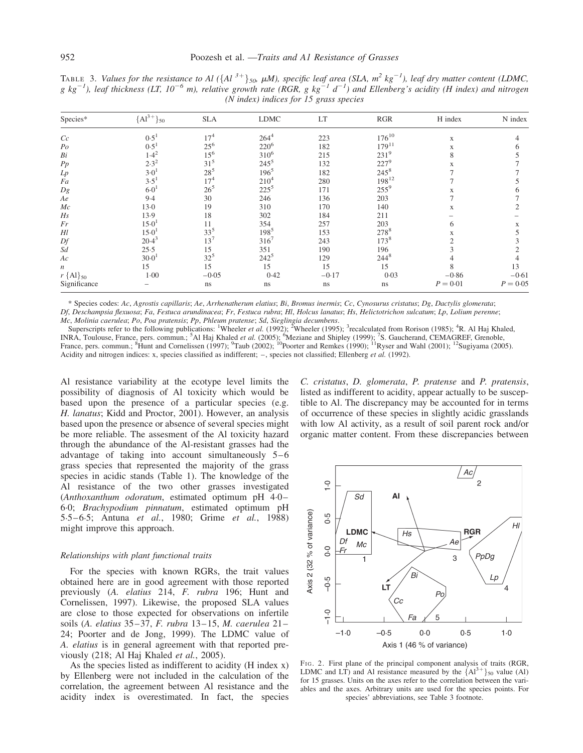TABLE 3. *Values for the resistance to Al ($\{Al^{3+}\}_{50}$, μM), specific leaf area (SLA, $m^2\ kg^{-1}$), leaf dry matter content (LDMC, $g\ kg^{-1}$), leaf thickness (LT, $10^{-6}$ m), relative growth rate (RGR, $g\ kg^{-1}\ d^{-1}$) and Ellenberg's acidity (H index) and nitrogen (N index) indices for 15 grass species*

| Species* | $\{Al^{3+}\}_{50}$ | SLA | LDMC | LT | RGR | H index | N index |
|---|---|---|---|---|---|---|---|
| *Cc* | 0·5[1] | 17[4] | 264[4] | 223 | 176[10] | x | 4 |
| *Po* | 0·5[1] | 25[6] | 220[6] | 182 | 179[11] | x | 6 |
| *Bi* | 1·4[2] | 15[6] | 310[6] | 215 | 231[9] | 8 | 5 |
| *Pp* | 2·3[2] | 31[5] | 245[5] | 132 | 227[9] | x | 7 |
| *Lp* | 3·0[1] | 28[5] | 196[5] | 182 | 245[8] | 7 | 7 |
| *Fa* | 3·5[1] | 17[4] | 210[4] | 280 | 198[12] | 7 | 5 |
| *Dg* | 6·0[1] | 26[5] | 225[5] | 171 | 255[9] | x | 6 |
| *Ae* | 9·4 | 30 | 246 | 136 | 203 | 7 | 7 |
| *Mc* | 13·0 | 19 | 310 | 170 | 140 | x | 2 |
| *Hs* | 13·9 | 18 | 302 | 184 | 211 | – | – |
| *Fr* | 15·0[1] | 11 | 354 | 257 | 203 | 6 | x |
| *Hl* | 15·0[1] | 33[5] | 198[5] | 153 | 278[8] | x | 5 |
| *Df* | 20·4[3] | 13[7] | 316[7] | 243 | 173[8] | 2 | 3 |
| *Sd* | 25·5 | 15 | 351 | 190 | 196 | 3 | 2 |
| *Ac* | 30·0[1] | 32[5] | 242[5] | 129 | 244[8] | 4 | 4 |
| *n* | 15 | 15 | 15 | 15 | 15 | 8 | 13 |
| *r* $\{Al\}_{50}$ | 1·00 | −0·05 | 0·42 | −0·17 | 0·03 | −0·86 | −0·61 |
| Significance | – | ns | ns | ns | ns | $P = 0{\cdot}01$ | $P = 0{\cdot}05$ |

\* Species codes: *Ac*, *Agrostis capillaris*; *Ae*, *Arrhenatherum elatius*; *Bi*, *Bromus inermis*; *Cc*, *Cynosurus cristatus*; *Dg*, *Dactylis glomerata*; *Df*, *Deschampsia flexuosa*; *Fa*, *Festuca arundinacea*; *Fr*, *Festuca rubra*; *Hl*, *Holcus lanatus*; *Hs*, *Helictotrichon sulcatum*; *Lp*, *Lolium perenne*; *Mc*, *Molinia caerulea*; *Po*, *Poa pratensis*; *Pp*, *Phleum pratense*; *Sd*, *Sieglingia decumbens*.

Superscripts refer to the following publications: [1]Wheeler *et al.* (1992); [2]Wheeler (1995); [3]recalculated from Rorison (1985); [4]R. Al Haj Khaled, INRA, Toulouse, France, pers. commun.; [5]Al Haj Khaled *et al.* (2005); [6]Meziane and Shipley (1999); [7]S. Gaucherand, CEMAGREF, Grenoble, France, pers. commun.; [8]Hunt and Cornelissen (1997); [9]Taub (2002); [10]Poorter and Remkes (1990); [11]Ryser and Wahl (2001); [12]Sugiyama (2005).

Acidity and nitrogen indices: x, species classified as indifferent; –, species not classified; Ellenberg *et al.* (1992).

Al resistance variability at the ecotype level limits the possibility of diagnosis of Al toxicity which would be based upon the presence of a particular species (e.g. *H. lanatus*; Kidd and Proctor, 2001). However, an analysis based upon the presence or absence of several species might be more reliable. The assesment of the Al toxicity hazard through the abundance of the Al-resistant grasses had the advantage of taking into account simultaneously 5–6 grass species that represented the majority of the grass species in acidic stands (Table 1). The knowledge of the Al resistance of the two other grasses investigated (*Anthoxanthum odoratum*, estimated optimum pH 4·0–6·0; *Brachypodium pinnatum*, estimated optimum pH 5·5–6·5; Antuna *et al.*, 1980; Grime *et al.*, 1988) might improve this approach.

### *Relationships with plant functional traits*

For the species with known RGRs, the trait values obtained here are in good agreement with those reported previously (*A. elatius* 214, *F. rubra* 196; Hunt and Cornelissen, 1997). Likewise, the proposed SLA values are close to those expected for observations on infertile soils (*A. elatius* 35–37, *F. rubra* 13–15, *M. caerulea* 21–24; Poorter and de Jong, 1999). The LDMC value of *A. elatius* is in general agreement with that reported previously (218; Al Haj Khaled *et al.*, 2005).

As the species listed as indifferent to acidity (H index x) by Ellenberg were not included in the calculation of the correlation, the agreement between Al resistance and the acidity index is overestimated. In fact, the species *C. cristatus*, *D. glomerata*, *P. pratense* and *P. pratensis*, listed as indifferent to acidity, appear actually to be susceptible to Al. The discrepancy may be accounted for in terms of occurrence of these species in slightly acidic grasslands with low Al activity, as a result of soil parent rock and/or organic matter content. From these discrepancies between

FIG. 2. First plane of the principal component analysis of traits (RGR, LDMC and LT) and Al resistance measured by the $\{Al^{3+}\}_{50}$ value (Al) for 15 grasses. Units on the axes refer to the correlation between the variables and the axes. Arbitrary units are used for the species points. For species' abbreviations, see Table 3 footnote.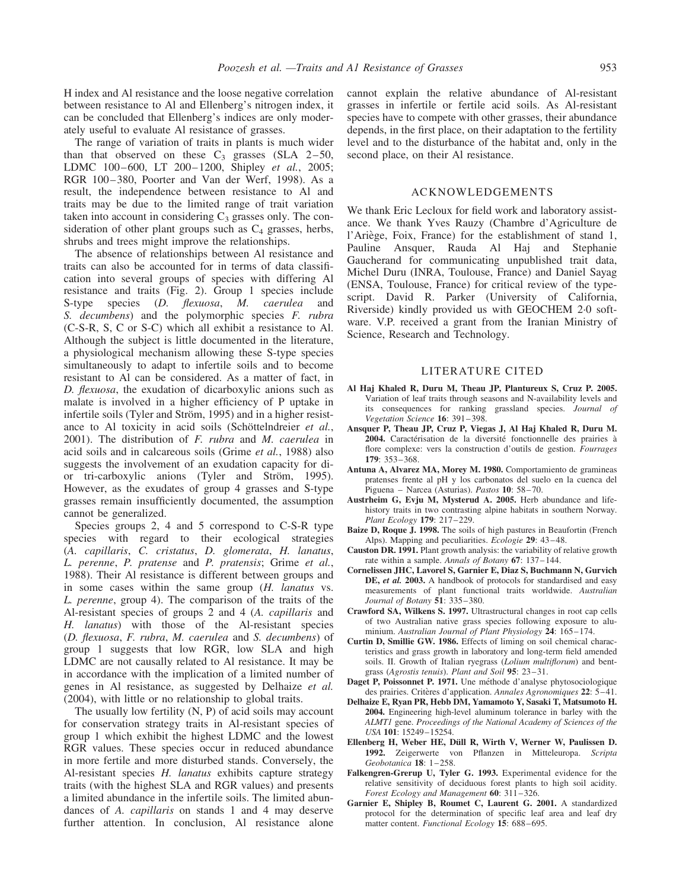H index and Al resistance and the loose negative correlation between resistance to Al and Ellenberg's nitrogen index, it can be concluded that Ellenberg's indices are only moderately useful to evaluate Al resistance of grasses.

The range of variation of traits in plants is much wider than that observed on these $C_3$ grasses (SLA 2–50, LDMC 100–600, LT 200–1200, Shipley *et al.*, 2005; RGR 100–380, Poorter and Van der Werf, 1998). As a result, the independence between resistance to Al and traits may be due to the limited range of trait variation taken into account in considering $C_3$ grasses only. The consideration of other plant groups such as $C_4$ grasses, herbs, shrubs and trees might improve the relationships.

The absence of relationships between Al resistance and traits can also be accounted for in terms of data classification into several groups of species with differing Al resistance and traits (Fig. 2). Group 1 species include S-type species (*D. flexuosa*, *M. caerulea* and *S. decumbens*) and the polymorphic species *F. rubra* (C-S-R, S, C or S-C) which all exhibit a resistance to Al. Although the subject is little documented in the literature, a physiological mechanism allowing these S-type species simultaneously to adapt to infertile soils and to become resistant to Al can be considered. As a matter of fact, in *D. flexuosa*, the exudation of dicarboxylic anions such as malate is involved in a higher efficiency of P uptake in infertile soils (Tyler and Ström, 1995) and in a higher resistance to Al toxicity in acid soils (Schöttelndreier *et al.*, 2001). The distribution of *F. rubra* and *M. caerulea* in acid soils and in calcareous soils (Grime *et al.*, 1988) also suggests the involvement of an exudation capacity for di- or tri-carboxylic anions (Tyler and Ström, 1995). However, as the exudates of group 4 grasses and S-type grasses remain insufficiently documented, the assumption cannot be generalized.

Species groups 2, 4 and 5 correspond to C-S-R type species with regard to their ecological strategies (*A. capillaris*, *C. cristatus*, *D. glomerata*, *H. lanatus*, *L. perenne*, *P. pratense* and *P. pratensis*; Grime *et al.*, 1988). Their Al resistance is different between groups and in some cases within the same group (*H. lanatus* vs. *L. perenne*, group 4). The comparison of the traits of the Al-resistant species of groups 2 and 4 (*A. capillaris* and *H. lanatus*) with those of the Al-resistant species (*D. flexuosa*, *F. rubra*, *M. caerulea* and *S. decumbens*) of group 1 suggests that low RGR, low SLA and high LDMC are not causally related to Al resistance. It may be in accordance with the implication of a limited number of genes in Al resistance, as suggested by Delhaize *et al.* (2004), with little or no relationship to global traits.

The usually low fertility (N, P) of acid soils may account for conservation strategy traits in Al-resistant species of group 1 which exhibit the highest LDMC and the lowest RGR values. These species occur in reduced abundance in more fertile and more disturbed stands. Conversely, the Al-resistant species *H. lanatus* exhibits capture strategy traits (with the highest SLA and RGR values) and presents a limited abundance in the infertile soils. The limited abundances of *A. capillaris* on stands 1 and 4 may deserve further attention. In conclusion, Al resistance alone cannot explain the relative abundance of Al-resistant grasses in infertile or fertile acid soils. As Al-resistant species have to compete with other grasses, their abundance depends, in the first place, on their adaptation to the fertility level and to the disturbance of the habitat and, only in the second place, on their Al resistance.

## ACKNOWLEDGEMENTS

We thank Eric Lecloux for field work and laboratory assistance. We thank Yves Rauzy (Chambre d'Agriculture de l'Ariège, Foix, France) for the establishment of stand 1, Pauline Ansquer, Rauda Al Haj and Stephanie Gaucherand for communicating unpublished trait data, Michel Duru (INRA, Toulouse, France) and Daniel Sayag (ENSA, Toulouse, France) for critical review of the typescript. David R. Parker (University of California, Riverside) kindly provided us with GEOCHEM 2·0 software. V.P. received a grant from the Iranian Ministry of Science, Research and Technology.

## LITERATURE CITED

**Al Haj Khaled R, Duru M, Theau JP, Plantureux S, Cruz P. 2005.** Variation of leaf traits through seasons and N-availability levels and its consequences for ranking grassland species. *Journal of Vegetation Science* **16**: 391–398.

**Ansquer P, Theau JP, Cruz P, Viegas J, Al Haj Khaled R, Duru M. 2004.** Caractérisation de la diversité fonctionnelle des prairies à flore complexe: vers la construction d'outils de gestion. *Fourrages* **179**: 353–368.

**Antuna A, Alvarez MA, Morey M. 1980.** Comportamiento de gramineas pratenses frente al pH y los carbonatos del suelo en la cuenca del Piguena – Narcea (Asturias). *Pastos* **10**: 58–70.

**Austrheim G, Evju M, Mysterud A. 2005.** Herb abundance and life-history traits in two contrasting alpine habitats in southern Norway. *Plant Ecology* **179**: 217–229.

**Baize D, Roque J. 1998.** The soils of high pastures in Beaufortin (French Alps). Mapping and peculiarities. *Ecologie* **29**: 43–48.

**Causton DR. 1991.** Plant growth analysis: the variability of relative growth rate within a sample. *Annals of Botany* **67**: 137–144.

**Cornelissen JHC, Lavorel S, Garnier E, Diaz S, Buchmann N, Gurvich DE, *et al.* 2003.** A handbook of protocols for standardised and easy measurements of plant functional traits worldwide. *Australian Journal of Botany* **51**: 335–380.

**Crawford SA, Wilkens S. 1997.** Ultrastructural changes in root cap cells of two Australian native grass species following exposure to aluminium. *Australian Journal of Plant Physiology* **24**: 165–174.

**Curtin D, Smillie GW. 1986.** Effects of liming on soil chemical characteristics and grass growth in laboratory and long-term field amended soils. II. Growth of Italian ryegrass (*Lolium multiflorum*) and bentgrass (*Agrostis tenuis*). *Plant and Soil* **95**: 23–31.

**Daget P, Poissonnet P. 1971.** Une méthode d'analyse phytosociologique des prairies. Critères d'application. *Annales Agronomiques* **22**: 5–41.

**Delhaize E, Ryan PR, Hebb DM, Yamamoto Y, Sasaki T, Matsumoto H. 2004.** Engineering high-level aluminum tolerance in barley with the *ALMT1* gene. *Proceedings of the National Academy of Sciences of the USA* **101**: 15249–15254.

**Ellenberg H, Weber HE, Düll R, Wirth V, Werner W, Paulissen D. 1992.** Zeigerwerte von Pflanzen in Mitteleuropa. *Scripta Geobotanica* **18**: 1–258.

**Falkengren-Grerup U, Tyler G. 1993.** Experimental evidence for the relative sensitivity of deciduous forest plants to high soil acidity. *Forest Ecology and Management* **60**: 311–326.

**Garnier E, Shipley B, Roumet C, Laurent G. 2001.** A standardized protocol for the determination of specific leaf area and leaf dry matter content. *Functional Ecology* **15**: 688–695.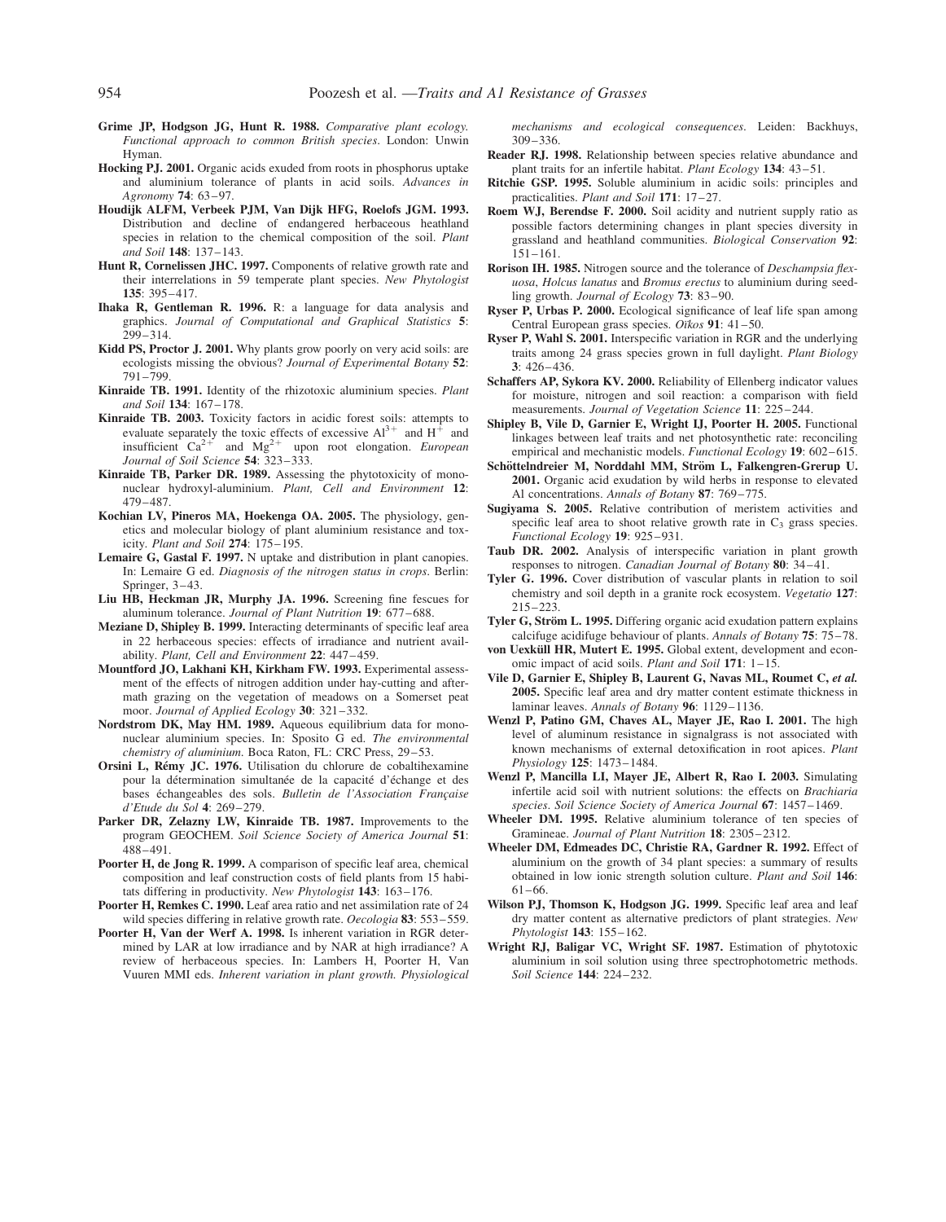**Grime JP, Hodgson JG, Hunt R. 1988.** *Comparative plant ecology. Functional approach to common British species*. London: Unwin Hyman.

**Hocking PJ. 2001.** Organic acids exuded from roots in phosphorus uptake and aluminium tolerance of plants in acid soils. *Advances in Agronomy* **74**: 63–97.

**Houdijk ALFM, Verbeek PJM, Van Dijk HFG, Roelofs JGM. 1993.** Distribution and decline of endangered herbaceous heathland species in relation to the chemical composition of the soil. *Plant and Soil* **148**: 137–143.

**Hunt R, Cornelissen JHC. 1997.** Components of relative growth rate and their interrelations in 59 temperate plant species. *New Phytologist* **135**: 395–417.

**Ihaka R, Gentleman R. 1996.** R: a language for data analysis and graphics. *Journal of Computational and Graphical Statistics* **5**: 299–314.

**Kidd PS, Proctor J. 2001.** Why plants grow poorly on very acid soils: are ecologists missing the obvious? *Journal of Experimental Botany* **52**: 791–799.

**Kinraide TB. 1991.** Identity of the rhizotoxic aluminium species. *Plant and Soil* **134**: 167–178.

**Kinraide TB. 2003.** Toxicity factors in acidic forest soils: attempts to evaluate separately the toxic effects of excessive $Al^{3+}$ and $H^{+}$ and insufficient $Ca^{2+}$ and $Mg^{2+}$ upon root elongation. *European Journal of Soil Science* **54**: 323–333.

**Kinraide TB, Parker DR. 1989.** Assessing the phytotoxicity of mononuclear hydroxyl-aluminium. *Plant, Cell and Environment* **12**: 479–487.

**Kochian LV, Pineros MA, Hoekenga OA. 2005.** The physiology, genetics and molecular biology of plant aluminium resistance and toxicity. *Plant and Soil* **274**: 175–195.

**Lemaire G, Gastal F. 1997.** N uptake and distribution in plant canopies. In: Lemaire G ed. *Diagnosis of the nitrogen status in crops*. Berlin: Springer, 3–43.

**Liu HB, Heckman JR, Murphy JA. 1996.** Screening fine fescues for aluminum tolerance. *Journal of Plant Nutrition* **19**: 677–688.

**Meziane D, Shipley B. 1999.** Interacting determinants of specific leaf area in 22 herbaceous species: effects of irradiance and nutrient availability. *Plant, Cell and Environment* **22**: 447–459.

**Mountford JO, Lakhani KH, Kirkham FW. 1993.** Experimental assessment of the effects of nitrogen addition under hay-cutting and aftermath grazing on the vegetation of meadows on a Somerset peat moor. *Journal of Applied Ecology* **30**: 321–332.

**Nordstrom DK, May HM. 1989.** Aqueous equilibrium data for mononuclear aluminium species. In: Sposito G ed. *The environmental chemistry of aluminium*. Boca Raton, FL: CRC Press, 29–53.

**Orsini L, Rémy JC. 1976.** Utilisation du chlorure de cobaltihexamine pour la détermination simultanée de la capacité d'échange et des bases échangeables des sols. *Bulletin de l'Association Française d'Etude du Sol* **4**: 269–279.

**Parker DR, Zelazny LW, Kinraide TB. 1987.** Improvements to the program GEOCHEM. *Soil Science Society of America Journal* **51**: 488–491.

**Poorter H, de Jong R. 1999.** A comparison of specific leaf area, chemical composition and leaf construction costs of field plants from 15 habitats differing in productivity. *New Phytologist* **143**: 163–176.

**Poorter H, Remkes C. 1990.** Leaf area ratio and net assimilation rate of 24 wild species differing in relative growth rate. *Oecologia* **83**: 553–559.

**Poorter H, Van der Werf A. 1998.** Is inherent variation in RGR determined by LAR at low irradiance and by NAR at high irradiance? A review of herbaceous species. In: Lambers H, Poorter H, Van Vuuren MMI eds. *Inherent variation in plant growth. Physiological mechanisms and ecological consequences*. Leiden: Backhuys, 309–336.

**Reader RJ. 1998.** Relationship between species relative abundance and plant traits for an infertile habitat. *Plant Ecology* **134**: 43–51.

**Ritchie GSP. 1995.** Soluble aluminium in acidic soils: principles and practicalities. *Plant and Soil* **171**: 17–27.

**Roem WJ, Berendse F. 2000.** Soil acidity and nutrient supply ratio as possible factors determining changes in plant species diversity in grassland and heathland communities. *Biological Conservation* **92**: 151–161.

**Rorison IH. 1985.** Nitrogen source and the tolerance of *Deschampsia flexuosa*, *Holcus lanatus* and *Bromus erectus* to aluminium during seedling growth. *Journal of Ecology* **73**: 83–90.

**Ryser P, Urbas P. 2000.** Ecological significance of leaf life span among Central European grass species. *Oikos* **91**: 41–50.

**Ryser P, Wahl S. 2001.** Interspecific variation in RGR and the underlying traits among 24 grass species grown in full daylight. *Plant Biology* **3**: 426–436.

**Schaffers AP, Sykora KV. 2000.** Reliability of Ellenberg indicator values for moisture, nitrogen and soil reaction: a comparison with field measurements. *Journal of Vegetation Science* **11**: 225–244.

**Shipley B, Vile D, Garnier E, Wright IJ, Poorter H. 2005.** Functional linkages between leaf traits and net photosynthetic rate: reconciling empirical and mechanistic models. *Functional Ecology* **19**: 602–615.

**Schöttelndreier M, Norddahl MM, Ström L, Falkengren-Grerup U. 2001.** Organic acid exudation by wild herbs in response to elevated Al concentrations. *Annals of Botany* **87**: 769–775.

**Sugiyama S. 2005.** Relative contribution of meristem activities and specific leaf area to shoot relative growth rate in $C_3$ grass species. *Functional Ecology* **19**: 925–931.

**Taub DR. 2002.** Analysis of interspecific variation in plant growth responses to nitrogen. *Canadian Journal of Botany* **80**: 34–41.

**Tyler G. 1996.** Cover distribution of vascular plants in relation to soil chemistry and soil depth in a granite rock ecosystem. *Vegetatio* **127**: 215–223.

**Tyler G, Ström L. 1995.** Differing organic acid exudation pattern explains calcifuge acidifuge behaviour of plants. *Annals of Botany* **75**: 75–78.

**von Uexküll HR, Mutert E. 1995.** Global extent, development and economic impact of acid soils. *Plant and Soil* **171**: 1–15.

**Vile D, Garnier E, Shipley B, Laurent G, Navas ML, Roumet C, *et al.* 2005.** Specific leaf area and dry matter content estimate thickness in laminar leaves. *Annals of Botany* **96**: 1129–1136.

**Wenzl P, Patino GM, Chaves AL, Mayer JE, Rao I. 2001.** The high level of aluminum resistance in signalgrass is not associated with known mechanisms of external detoxification in root apices. *Plant Physiology* **125**: 1473–1484.

**Wenzl P, Mancilla LI, Mayer JE, Albert R, Rao I. 2003.** Simulating infertile acid soil with nutrient solutions: the effects on *Brachiaria* species. *Soil Science Society of America Journal* **67**: 1457–1469.

**Wheeler DM. 1995.** Relative aluminium tolerance of ten species of Gramineae. *Journal of Plant Nutrition* **18**: 2305–2312.

**Wheeler DM, Edmeades DC, Christie RA, Gardner R. 1992.** Effect of aluminium on the growth of 34 plant species: a summary of results obtained in low ionic strength solution culture. *Plant and Soil* **146**: 61–66.

**Wilson PJ, Thomson K, Hodgson JG. 1999.** Specific leaf area and leaf dry matter content as alternative predictors of plant strategies. *New Phytologist* **143**: 155–162.

**Wright RJ, Baligar VC, Wright SF. 1987.** Estimation of phytotoxic aluminium in soil solution using three spectrophotometric methods. *Soil Science* **144**: 224–232.